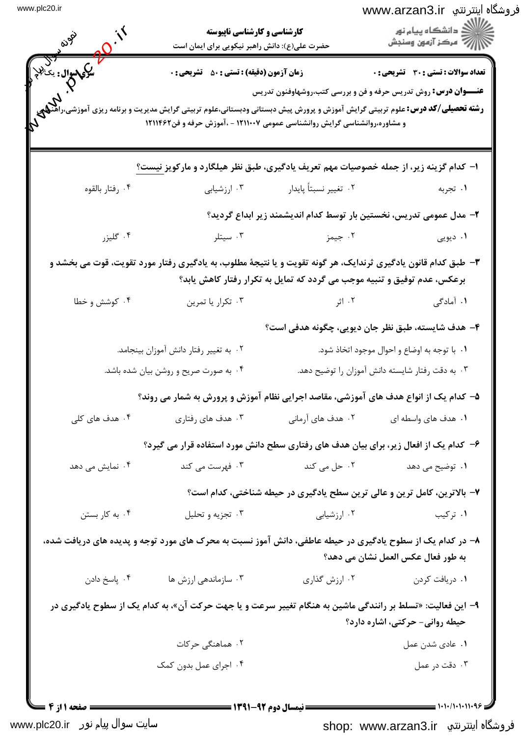**کارشناسی و کارشناسی ناپیوسته**

حضرت علی(ع): دانش راهبر نیکویی برای ایمان است

دانشگاه پیام نور
مرکز آزمون وسنجش

**تعداد سوالات: تستی: ۳۰ تشریحی: ۰** | **زمان آزمون (دقیقه): تستی: ۵۰ تشریحی: ۰** | **سری سوال: یک ۱**

**عنـــوان درس:** روش تدریس حرفه و فن و بررسی کتب،روشهاوفنون تدریس

**رشته تحصیلی/کد درس:** علوم تربیتی گرایش آموزش و پرورش پیش دبستانی ودبستانی،علوم تربیتی گرایش مدیریت و برنامه ریزی آموزشی،راهنمایی و مشاوره،روانشناسی گرایش روانشناسی عمومی ۱۲۱۱۰۰۷ - ،آموزش حرفه و فن۱۲۱۱۴۶۲

---

۱- کدام گزینه زیر، از جمله خصوصیات مهم تعریف یادگیری، طبق نظر هیلگارد و مارکویز نیست؟

۱. تجربه  ۲. تغییر نسبتاً پایدار  ۳. ارزشیابی  ۴. رفتار بالقوه

۲- مدل عمومی تدریس، نخستین بار توسط کدام اندیشمند زیر ابداع گردید؟

۱. دیویی  ۲. جیمز  ۳. سیتلر  ۴. گلیزر

۳- طبق کدام قانون یادگیری ثرندایک، هر گونه تقویت و یا نتیجهٔ مطلوب، به یادگیری رفتار مورد تقویت، قوت می بخشد و برعکس، عدم توفیق و تنبیه موجب می گردد که تمایل به تکرار رفتار کاهش یابد؟

۱. آمادگی  ۲. اثر  ۳. تکرار یا تمرین  ۴. کوشش و خطا

۴- هدف شایسته، طبق نظر جان دیویی، چگونه هدفی است؟

۱. با توجه به اوضاع و احوال موجود اتخاذ شود.
۲. به تغییر رفتار دانش آموزان بینجامد.
۳. به دقت رفتار شایسته دانش آموزان را توضیح دهد.
۴. به صورت صریح و روشن بیان شده باشد.

۵- کدام یک از انواع هدف های آموزشی، مقاصد اجرایی نظام آموزش و پرورش به شمار می روند؟

۱. هدف های واسطه ای  ۲. هدف های آرمانی  ۳. هدف های رفتاری  ۴. هدف های کلی

۶- کدام یک از افعال زیر، برای بیان هدف های رفتاری سطح دانش مورد استفاده قرار می گیرد؟

۱. توضیح می دهد  ۲. حل می کند  ۳. فهرست می کند  ۴. نمایش می دهد

۷- بالاترین، کامل ترین و عالی ترین سطح یادگیری در حیطه شناختی، کدام است؟

۱. ترکیب  ۲. ارزشیابی  ۳. تجزیه و تحلیل  ۴. به کار بستن

۸- در کدام یک از سطوح یادگیری در حیطه عاطفی، دانش آموز نسبت به محرک های مورد توجه و پدیده های دریافت شده، به طور فعال عکس العمل نشان می دهد؟

۱. دریافت کردن  ۲. ارزش گذاری  ۳. سازماندهی ارزش ها  ۴. پاسخ دادن

۹- این فعالیت: «تسلط بر رانندگی ماشین به هنگام تغییر سرعت و یا جهت حرکت آن»، به کدام یک از سطوح یادگیری در حیطه روانی- حرکتی، اشاره دارد؟

۱. عادی شدن عمل
۲. هماهنگی حرکات
۳. دقت در عمل
۴. اجرای عمل بدون کمک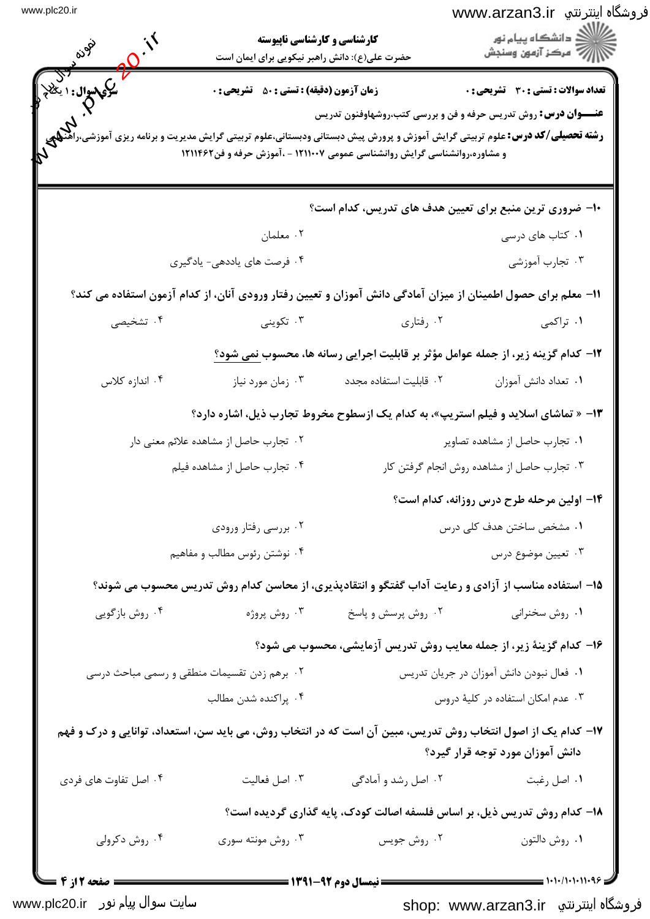**کارشناسی و کارشناسی ناپیوسته**

حضرت علی(ع): دانش راهبر نیکویی برای ایمان است

**تعداد سوالات: تستی: ۳۰ تشریحی: ۰** | **زمان آزمون (دقیقه): تستی: ۵۰ تشریحی: ۰** | **سری سوال: ۱ یک**

**عنـــوان درس:** روش تدریس حرفه و فن و بررسی کتب،روشهاوفنون تدریس

**رشته تحصیلی/کد درس:** علوم تربیتی گرایش آموزش و پرورش پیش دبستانی ودبستانی،علوم تربیتی گرایش مدیریت و برنامه ریزی آموزشی،راهنمایی و مشاوره،روانشناسی گرایش روانشناسی عمومی ۱۲۱۱۰۰۷ - ،آموزش حرفه و فن۱۲۱۱۴۶۲

---

**۱۰- ضروری ترین منبع برای تعیین هدف های تدریس، کدام است؟**

۱. کتاب های درسی
۲. معلمان
۳. تجارب آموزشی
۴. فرصت های یاددهی- یادگیری

**۱۱- معلم برای حصول اطمینان از میزان آمادگی دانش آموزان و تعیین رفتار ورودی آنان، از کدام آزمون استفاده می کند؟**

۱. تراکمی
۲. رفتاری
۳. تکوینی
۴. تشخیصی

**۱۲- کدام گزینه زیر، از جمله عوامل مؤثر بر قابلیت اجرایی رسانه ها، محسوب نمی شود؟**

۱. تعداد دانش آموزان
۲. قابلیت استفاده مجدد
۳. زمان مورد نیاز
۴. اندازه کلاس

**۱۳- « تماشای اسلاید و فیلم استریپ»، به کدام یک ازسطوح مخروط تجارب ذیل، اشاره دارد؟**

۱. تجارب حاصل از مشاهده تصاویر
۲. تجارب حاصل از مشاهده علائم معنی دار
۳. تجارب حاصل از مشاهده روش انجام گرفتن کار
۴. تجارب حاصل از مشاهده فیلم

**۱۴- اولین مرحله طرح درس روزانه، کدام است؟**

۱. مشخص ساختن هدف کلی درس
۲. بررسی رفتار ورودی
۳. تعیین موضوع درس
۴. نوشتن رئوس مطالب و مفاهیم

**۱۵- استفاده مناسب از آزادی و رعایت آداب گفتگو و انتقادپذیری، از محاسن کدام روش تدریس محسوب می شوند؟**

۱. روش سخنرانی
۲. روش پرسش و پاسخ
۳. روش پروژه
۴. روش بازگویی

**۱۶- کدام گزینهٔ زیر، از جمله معایب روش تدریس آزمایشی، محسوب می شود؟**

۱. فعال نبودن دانش آموزان در جریان تدریس
۲. برهم زدن تقسیمات منطقی و رسمی مباحث درسی
۳. عدم امکان استفاده در کلیهٔ دروس
۴. پراکنده شدن مطالب

**۱۷- کدام یک از اصول انتخاب روش تدریس، مبین آن است که در انتخاب روش، می باید سن، استعداد، توانایی و درک و فهم دانش آموزان مورد توجه قرار گیرد؟**

۱. اصل رغبت
۲. اصل رشد و آمادگی
۳. اصل فعالیت
۴. اصل تفاوت های فردی

**۱۸- کدام روش تدریس ذیل، بر اساس فلسفه اصالت کودک، پایه گذاری گردیده است؟**

۱. روش دالتون
۲. روش جویس
۳. روش مونته سوری
۴. روش دکرولی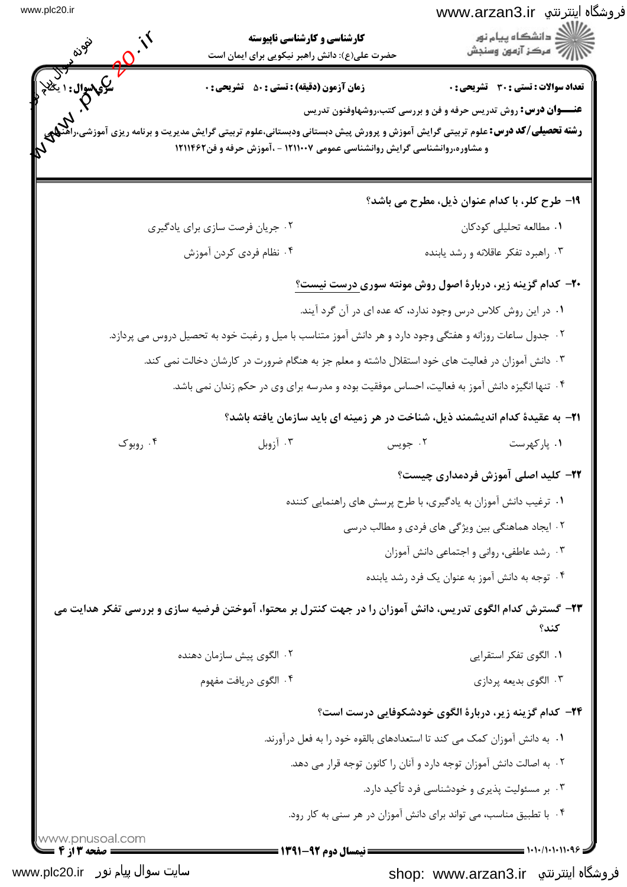**کارشناسی و کارشناسی ناپیوسته**

حضرت علی(ع): دانش راهبر نیکویی برای ایمان است

**تعداد سوالات : تستی : ۳۰ تشریحی : ۰** **زمان آزمون (دقیقه) : تستی : ۵۰ تشریحی : ۰** **سری سوال : ۱ یک**

**عنـــوان درس:** روش تدریس حرفه و فن و بررسی کتب،روشهاوفنون تدریس

**رشته تحصیلی/کد درس:** علوم تربیتی گرایش آموزش و پرورش پیش دبستانی ودبستانی،علوم تربیتی گرایش مدیریت و برنامه ریزی آموزشی،راهنمایی و مشاوره،روانشناسی گرایش روانشناسی عمومی ۱۲۱۱۰۰۷ - ،آموزش حرفه و فن۱۲۱۱۴۶۲

**۱۹- طرح کلر، با کدام عنوان ذیل، مطرح می باشد؟**

۱. مطالعه تحلیلی کودکان

۲. جریان فرصت سازی برای یادگیری

۳. راهبرد تفکر عاقلانه و رشد یابنده

۴. نظام فردی کردن آموزش

**۲۰- کدام گزینه زیر، دربارۀ اصول روش مونته سوری درست نیست؟**

۱. در این روش کلاس درس وجود ندارد، که عده ای در آن گرد آیند.

۲. جدول ساعات روزانه و هفتگی وجود دارد و هر دانش آموز متناسب با میل و رغبت خود به تحصیل دروس می پردازد.

۳. دانش آموزان در فعالیت های خود استقلال داشته و معلم جز به هنگام ضرورت در کارشان دخالت نمی کند.

۴. تنها انگیزه دانش آموز به فعالیت، احساس موفقیت بوده و مدرسه برای وی در حکم زندان نمی باشد.

**۲۱- به عقیدۀ کدام اندیشمند ذیل، شناخت در هر زمینه ای باید سازمان یافته باشد؟**

۱. پارکهرست

۲. جویس

۳. آزوبل

۴. روبوک

**۲۲- کلید اصلی آموزش فردمداری چیست؟**

۱. ترغیب دانش آموزان به یادگیری، با طرح پرسش های راهنمایی کننده

۲. ایجاد هماهنگی بین ویژگی های فردی و مطالب درسی

۳. رشد عاطفی، روانی و اجتماعی دانش آموزان

۴. توجه به دانش آموز به عنوان یک فرد رشد یابنده

**۲۳- گسترش کدام الگوی تدریس، دانش آموزان را در جهت کنترل بر محتوا، آموختن فرضیه سازی و بررسی تفکر هدایت می کند؟**

۱. الگوی تفکر استقرایی

۲. الگوی پیش سازمان دهنده

۳. الگوی بدیعه پردازی

۴. الگوی دریافت مفهوم

**۲۴- کدام گزینه زیر، دربارۀ الگوی خودشکوفایی درست است؟**

۱. به دانش آموزان کمک می کند تا استعدادهای بالقوه خود را به فعل درآورند.

۲. به اصالت دانش آموزان توجه دارد و آنان را کانون توجه قرار می دهد.

۳. بر مسئولیت پذیری و خودشناسی فرد تأکید دارد.

۴. با تطبیق مناسب، می تواند برای دانش آموزان در هر سنی به کار رود.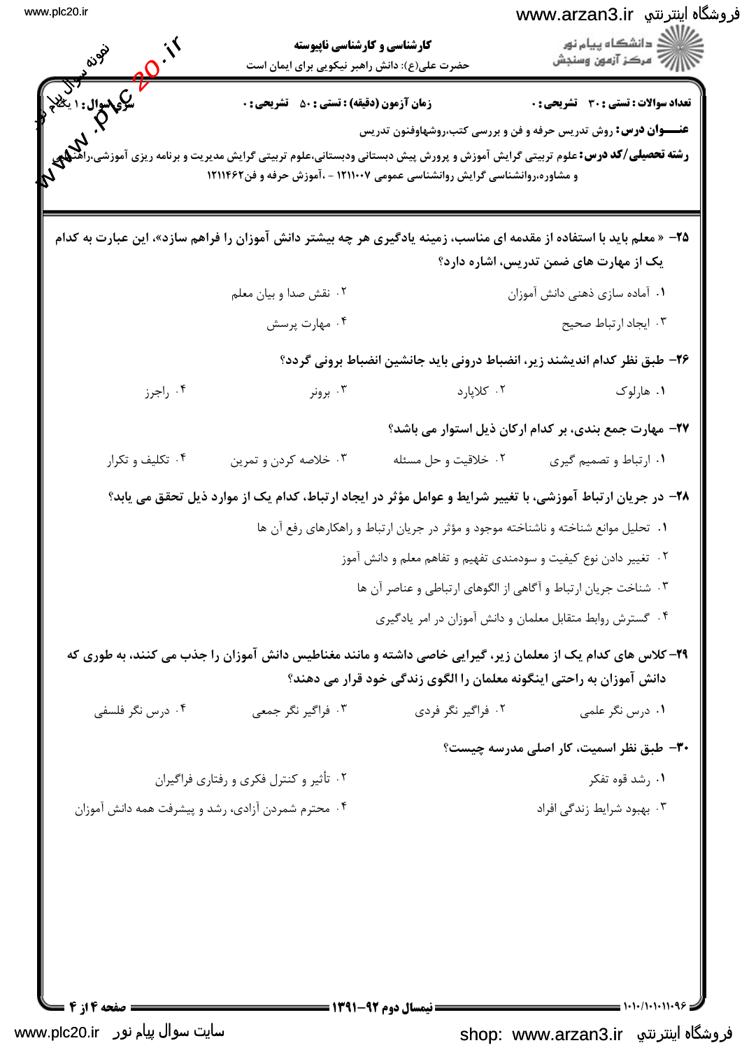۲۵- « معلم باید با استفاده از مقدمه ای مناسب، زمینه یادگیری هر چه بیشتر دانش آموزان را فراهم سازد»، این عبارت به کدام یک از مهارت های ضمن تدریس، اشاره دارد؟

۱. آماده سازی ذهنی دانش آموزان

۲. نقش صدا و بیان معلم

۳. ایجاد ارتباط صحیح

۴. مهارت پرسش

۲۶- طبق نظر کدام اندیشند زیر، انضباط درونی باید جانشین انضباط برونی گردد؟

۱. هارلوک

۲. کلاپارد

۳. برونر

۴. راجرز

۲۷- مهارت جمع بندی، بر کدام ارکان ذیل استوار می باشد؟

۱. ارتباط و تصمیم گیری

۲. خلاقیت و حل مسئله

۳. خلاصه کردن و تمرین

۴. تکلیف و تکرار

۲۸- در جریان ارتباط آموزشی، با تغییر شرایط و عوامل مؤثر در ایجاد ارتباط، کدام یک از موارد ذیل تحقق می یابد؟

۱. تحلیل موانع شناخته و ناشناخته موجود و مؤثر در جریان ارتباط و راهکارهای رفع آن ها

۲. تغییر دادن نوع کیفیت و سودمندی تفهیم و تفاهم معلم و دانش آموز

۳. شناخت جریان ارتباط و آگاهی از الگوهای ارتباطی و عناصر آن ها

۴. گسترش روابط متقابل معلمان و دانش آموزان در امر یادگیری

۲۹- کلاس های کدام یک از معلمان زیر، گیرایی خاصی داشته و مانند مغناطیس دانش آموزان را جذب می کنند، به طوری که دانش آموزان به راحتی اینگونه معلمان را الگوی زندگی خود قرار می دهند؟

۱. درس نگر علمی

۲. فراگیر نگر فردی

۳. فراگیر نگر جمعی

۴. درس نگر فلسفی

۳۰- طبق نظر اسمیت، کار اصلی مدرسه چیست؟

۱. رشد قوه تفکر

۲. تأثیر و کنترل فکری و رفتاری فراگیران

۳. بهبود شرایط زندگی افراد

۴. محترم شمردن آزادی، رشد و پیشرفت همه دانش آموزان